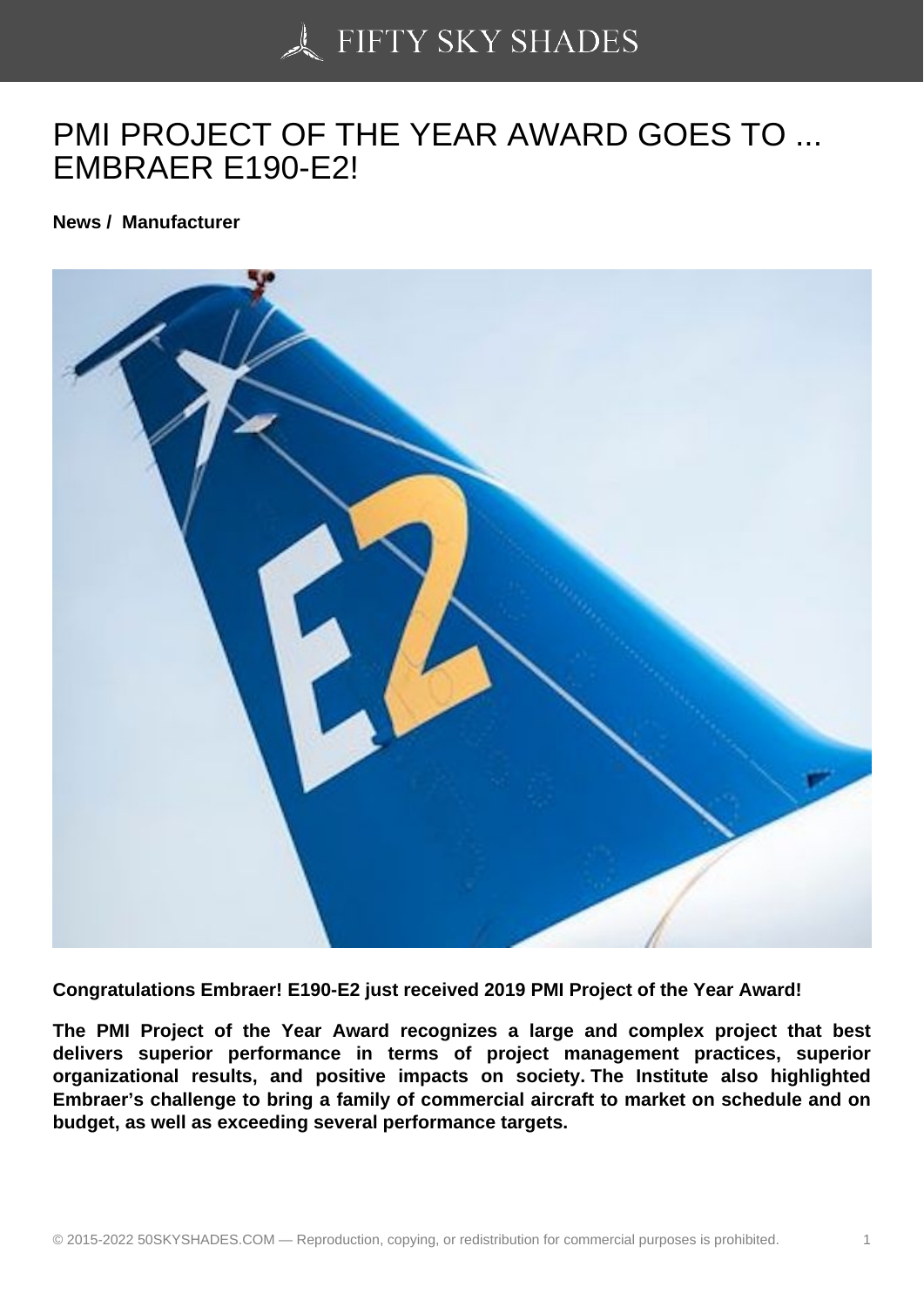# PMI PROJECT OF THE YEAR AWARD GOES TO ... EMBRAER E190-E2!

**News / Manufacturer**

**Congratulations Embraer! E190-E2 just received 2019 PMI Project of the Year Award!**

**The PMI Project of the Year Award recognizes a large and complex project that best delivers superior performance in terms of project management practices, superior organizational results, and positive impacts on society. The Institute also highlighted Embraer's challenge to bring a family of commercial aircraft to market on schedule and on budget, as well as exceeding several performance targets.**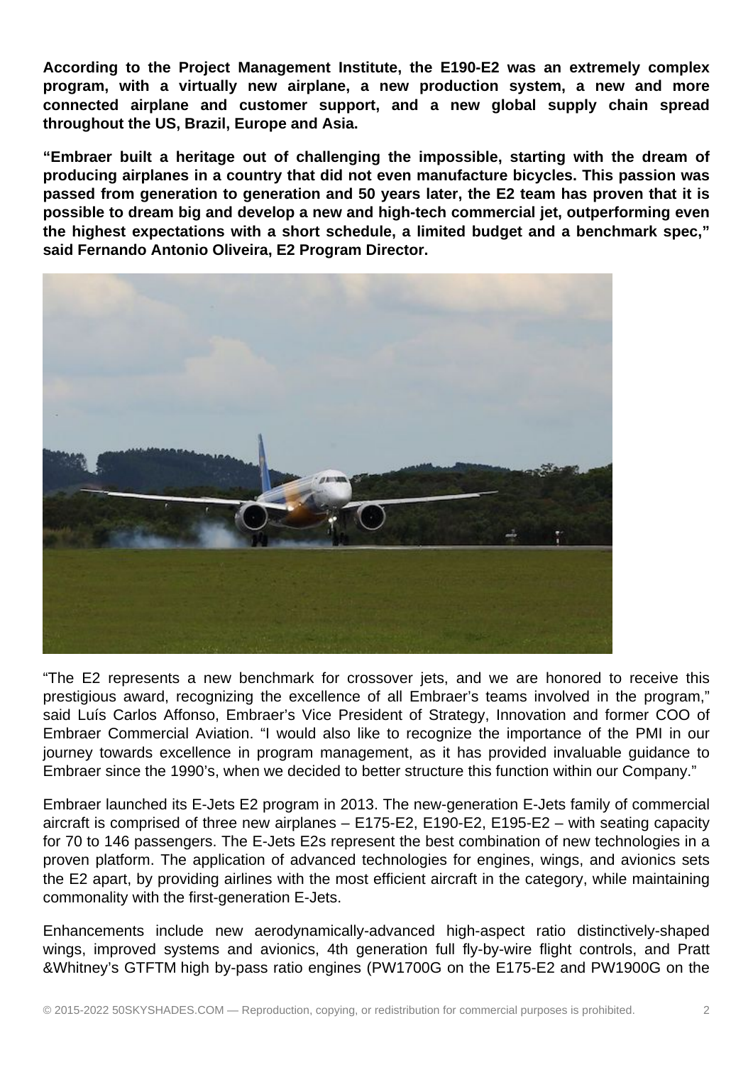**According to the Project Management Institute, the E190-E2 was an extremely complex program, with a virtually new airplane, a new production system, a new and more connected airplane and customer support, and a new global supply chain spread throughout the US, Brazil, Europe and Asia.**

**"Embraer built a heritage out of challenging the impossible, starting with the dream of producing airplanes in a country that did not even manufacture bicycles. This passion was passed from generation to generation and 50 years later, the E2 team has proven that it is possible to dream big and develop a new and high-tech commercial jet, outperforming even the highest expectations with a short schedule, a limited budget and a benchmark spec," said Fernando Antonio Oliveira, E2 Program Director.**

"The E2 represents a new benchmark for crossover jets, and we are honored to receive this prestigious award, recognizing the excellence of all Embraer's teams involved in the program," said Luís Carlos Affonso, Embraer's Vice President of Strategy, Innovation and former COO of Embraer Commercial Aviation. "I would also like to recognize the importance of the PMI in our journey towards excellence in program management, as it has provided invaluable guidance to Embraer since the 1990's, when we decided to better structure this function within our Company."

Embraer launched its E-Jets E2 program in 2013. The new-generation E-Jets family of commercial aircraft is comprised of three new airplanes – E175-E2, E190-E2, E195-E2 – with seating capacity for 70 to 146 passengers. The E-Jets E2s represent the best combination of new technologies in a proven platform. The application of advanced technologies for engines, wings, and avionics sets the E2 apart, by providing airlines with the most efficient aircraft in the category, while maintaining commonality with the first-generation E-Jets.

Enhancements include new aerodynamically-advanced high-aspect ratio distinctively-shaped wings, improved systems and avionics, 4th generation full fly-by-wire flight controls, and Pratt &Whitney's GTFTM high by-pass ratio engines (PW1700G on the E175-E2 and PW1900G on the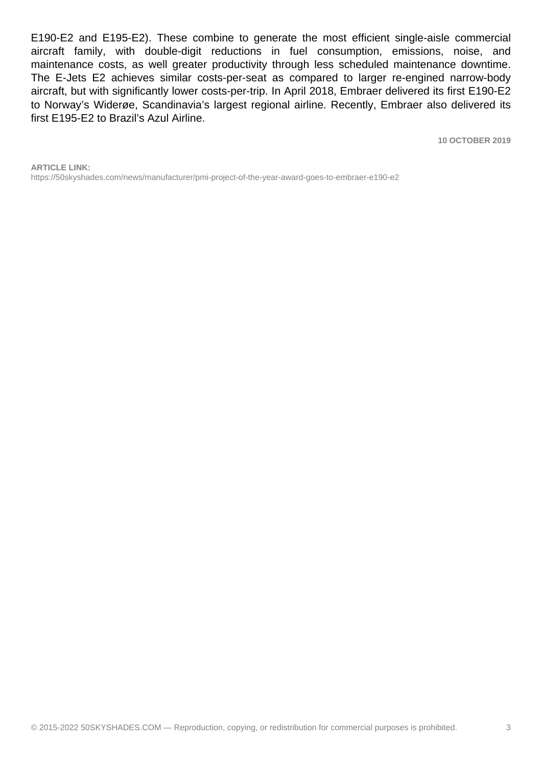E190-E2 and E195-E2). These combine to generate the most efficient single-aisle commercial aircraft family, with double-digit reductions in fuel consumption, emissions, noise, and maintenance costs, as well greater productivity through less scheduled maintenance downtime. The E-Jets E2 achieves similar costs-per-seat as compared to larger re-engined narrow-body aircraft, but with significantly lower costs-per-trip. In April 2018, Embraer delivered its first E190-E2 to Norway's Widerøe, Scandinavia's largest regional airline. Recently, Embraer also delivered its first E195-E2 to Brazil's Azul Airline.

**10 OCTOBER 2019**

**ARTICLE LINK:**
https://50skyshades.com/news/manufacturer/pmi-project-of-the-year-award-goes-to-embraer-e190-e2